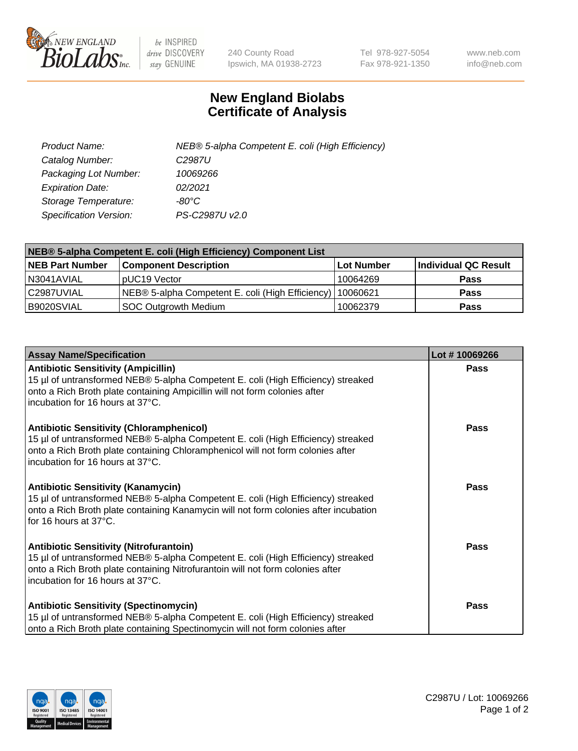# New England Biolabs Certificate of Analysis

| | |
|---|---|
| *Product Name:* | *NEB® 5-alpha Competent E. coli (High Efficiency)* |
| *Catalog Number:* | *C2987U* |
| *Packaging Lot Number:* | *10069266* |
| *Expiration Date:* | *02/2021* |
| *Storage Temperature:* | *-80°C* |
| *Specification Version:* | *PS-C2987U v2.0* |

| NEB® 5-alpha Competent E. coli (High Efficiency) Component List | | | |
|---|---|---|---|
| **NEB Part Number** | **Component Description** | **Lot Number** | **Individual QC Result** |
| N3041AVIAL | pUC19 Vector | 10064269 | **Pass** |
| C2987UVIAL | NEB® 5-alpha Competent E. coli (High Efficiency) | 10060621 | **Pass** |
| B9020SVIAL | SOC Outgrowth Medium | 10062379 | **Pass** |

| Assay Name/Specification | Lot # 10069266 |
|---|---|
| **Antibiotic Sensitivity (Ampicillin)**<br>15 µl of untransformed NEB® 5-alpha Competent E. coli (High Efficiency) streaked onto a Rich Broth plate containing Ampicillin will not form colonies after incubation for 16 hours at 37°C. | **Pass** |
| **Antibiotic Sensitivity (Chloramphenicol)**<br>15 µl of untransformed NEB® 5-alpha Competent E. coli (High Efficiency) streaked onto a Rich Broth plate containing Chloramphenicol will not form colonies after incubation for 16 hours at 37°C. | **Pass** |
| **Antibiotic Sensitivity (Kanamycin)**<br>15 µl of untransformed NEB® 5-alpha Competent E. coli (High Efficiency) streaked onto a Rich Broth plate containing Kanamycin will not form colonies after incubation for 16 hours at 37°C. | **Pass** |
| **Antibiotic Sensitivity (Nitrofurantoin)**<br>15 µl of untransformed NEB® 5-alpha Competent E. coli (High Efficiency) streaked onto a Rich Broth plate containing Nitrofurantoin will not form colonies after incubation for 16 hours at 37°C. | **Pass** |
| **Antibiotic Sensitivity (Spectinomycin)**<br>15 µl of untransformed NEB® 5-alpha Competent E. coli (High Efficiency) streaked onto a Rich Broth plate containing Spectinomycin will not form colonies after | **Pass** |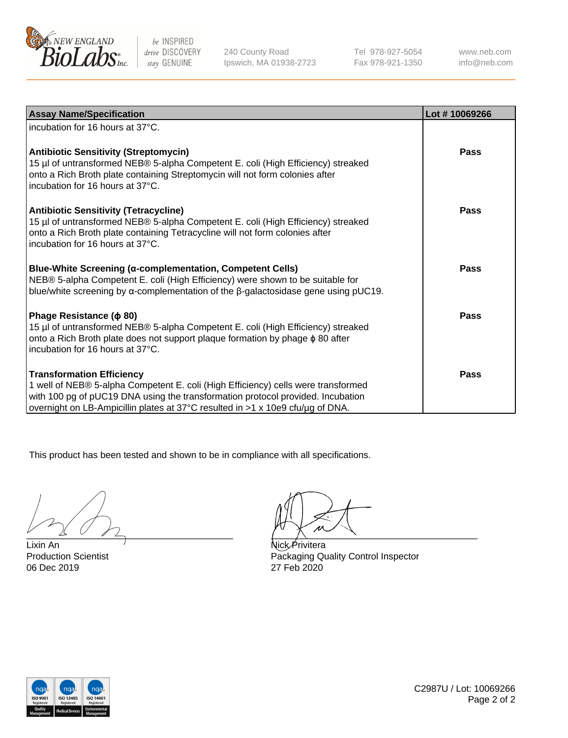| Assay Name/Specification | Lot # 10069266 |
|---|---|
| incubation for 16 hours at 37°C. | |
| **Antibiotic Sensitivity (Streptomycin)**<br>15 µl of untransformed NEB® 5-alpha Competent E. coli (High Efficiency) streaked onto a Rich Broth plate containing Streptomycin will not form colonies after incubation for 16 hours at 37°C. | Pass |
| **Antibiotic Sensitivity (Tetracycline)**<br>15 µl of untransformed NEB® 5-alpha Competent E. coli (High Efficiency) streaked onto a Rich Broth plate containing Tetracycline will not form colonies after incubation for 16 hours at 37°C. | Pass |
| **Blue-White Screening (α-complementation, Competent Cells)**<br>NEB® 5-alpha Competent E. coli (High Efficiency) were shown to be suitable for blue/white screening by α-complementation of the β-galactosidase gene using pUC19. | Pass |
| **Phage Resistance (ϕ 80)**<br>15 µl of untransformed NEB® 5-alpha Competent E. coli (High Efficiency) streaked onto a Rich Broth plate does not support plaque formation by phage ϕ 80 after incubation for 16 hours at 37°C. | Pass |
| **Transformation Efficiency**<br>1 well of NEB® 5-alpha Competent E. coli (High Efficiency) cells were transformed with 100 pg of pUC19 DNA using the transformation protocol provided. Incubation overnight on LB-Ampicillin plates at 37°C resulted in >1 x 10e9 cfu/µg of DNA. | Pass |

This product has been tested and shown to be in compliance with all specifications.

Lixin An
Production Scientist
06 Dec 2019

Nick Privitera
Packaging Quality Control Inspector
27 Feb 2020

C2987U / Lot: 10069266